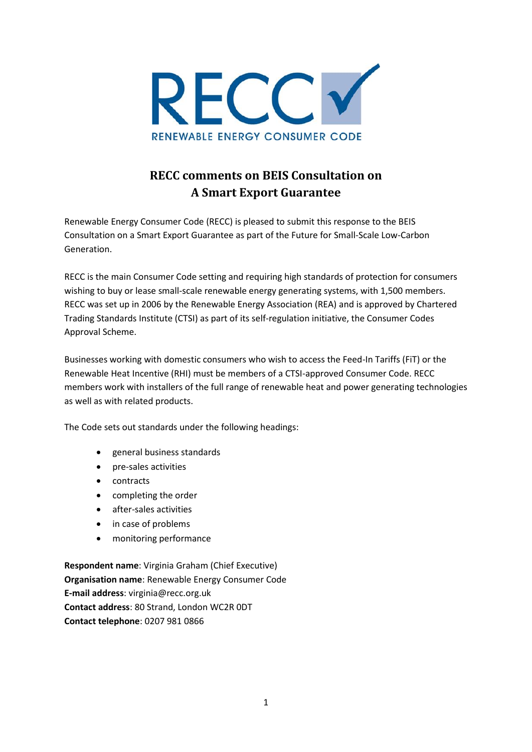# RECC comments on BEIS Consultation on A Smart Export Guarantee

Renewable Energy Consumer Code (RECC) is pleased to submit this response to the BEIS Consultation on a Smart Export Guarantee as part of the Future for Small-Scale Low-Carbon Generation.

RECC is the main Consumer Code setting and requiring high standards of protection for consumers wishing to buy or lease small-scale renewable energy generating systems, with 1,500 members. RECC was set up in 2006 by the Renewable Energy Association (REA) and is approved by Chartered Trading Standards Institute (CTSI) as part of its self-regulation initiative, the Consumer Codes Approval Scheme.

Businesses working with domestic consumers who wish to access the Feed-In Tariffs (FiT) or the Renewable Heat Incentive (RHI) must be members of a CTSI-approved Consumer Code. RECC members work with installers of the full range of renewable heat and power generating technologies as well as with related products.

The Code sets out standards under the following headings:

- general business standards
- pre-sales activities
- contracts
- completing the order
- after-sales activities
- in case of problems
- monitoring performance

**Respondent name**: Virginia Graham (Chief Executive)
**Organisation name**: Renewable Energy Consumer Code
**E-mail address**: virginia@recc.org.uk
**Contact address**: 80 Strand, London WC2R 0DT
**Contact telephone**: 0207 981 0866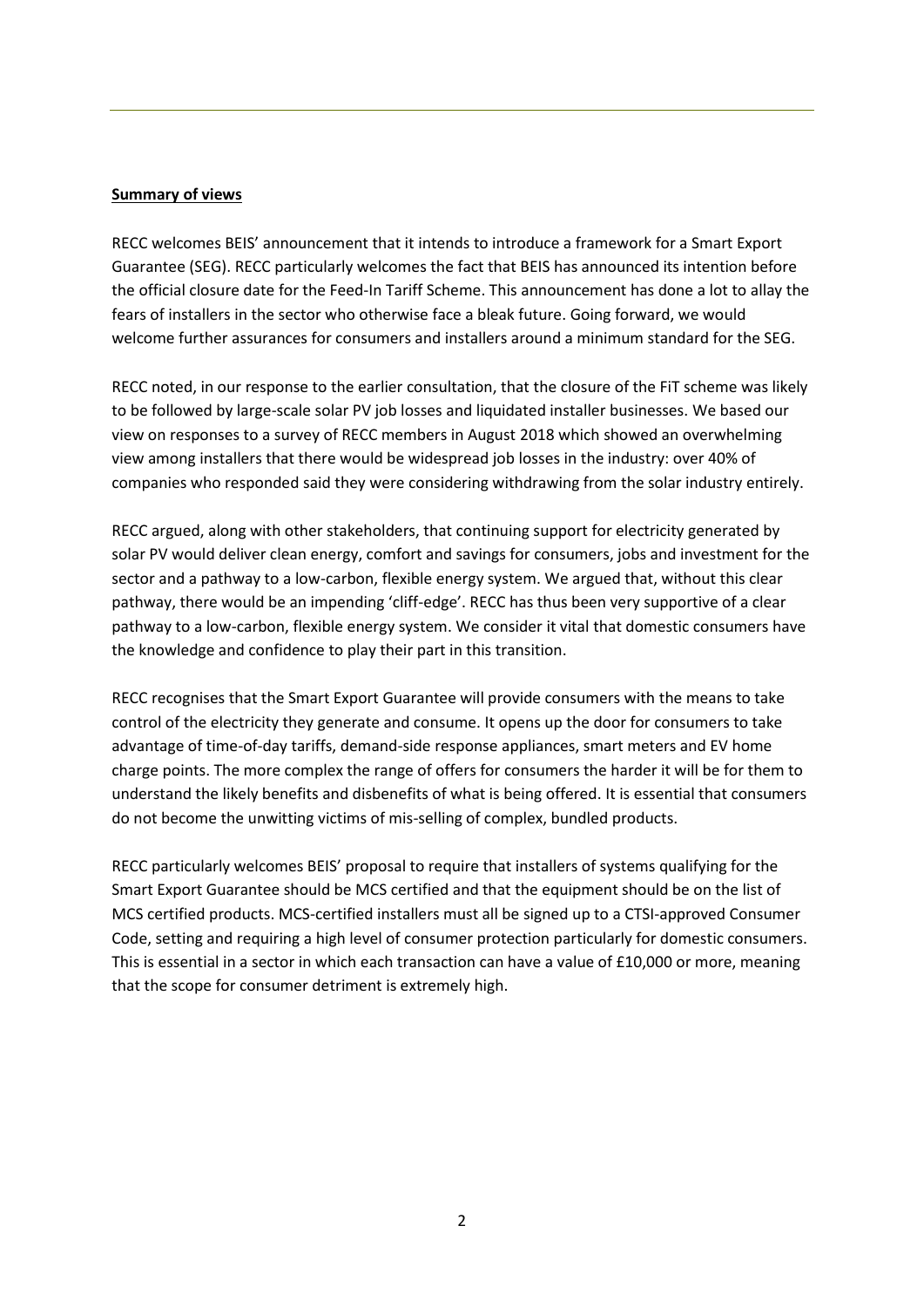**Summary of views**

RECC welcomes BEIS' announcement that it intends to introduce a framework for a Smart Export Guarantee (SEG). RECC particularly welcomes the fact that BEIS has announced its intention before the official closure date for the Feed-In Tariff Scheme. This announcement has done a lot to allay the fears of installers in the sector who otherwise face a bleak future. Going forward, we would welcome further assurances for consumers and installers around a minimum standard for the SEG.

RECC noted, in our response to the earlier consultation, that the closure of the FiT scheme was likely to be followed by large-scale solar PV job losses and liquidated installer businesses. We based our view on responses to a survey of RECC members in August 2018 which showed an overwhelming view among installers that there would be widespread job losses in the industry: over 40% of companies who responded said they were considering withdrawing from the solar industry entirely.

RECC argued, along with other stakeholders, that continuing support for electricity generated by solar PV would deliver clean energy, comfort and savings for consumers, jobs and investment for the sector and a pathway to a low-carbon, flexible energy system. We argued that, without this clear pathway, there would be an impending 'cliff-edge'. RECC has thus been very supportive of a clear pathway to a low-carbon, flexible energy system. We consider it vital that domestic consumers have the knowledge and confidence to play their part in this transition.

RECC recognises that the Smart Export Guarantee will provide consumers with the means to take control of the electricity they generate and consume. It opens up the door for consumers to take advantage of time-of-day tariffs, demand-side response appliances, smart meters and EV home charge points. The more complex the range of offers for consumers the harder it will be for them to understand the likely benefits and disbenefits of what is being offered. It is essential that consumers do not become the unwitting victims of mis-selling of complex, bundled products.

RECC particularly welcomes BEIS' proposal to require that installers of systems qualifying for the Smart Export Guarantee should be MCS certified and that the equipment should be on the list of MCS certified products. MCS-certified installers must all be signed up to a CTSI-approved Consumer Code, setting and requiring a high level of consumer protection particularly for domestic consumers. This is essential in a sector in which each transaction can have a value of £10,000 or more, meaning that the scope for consumer detriment is extremely high.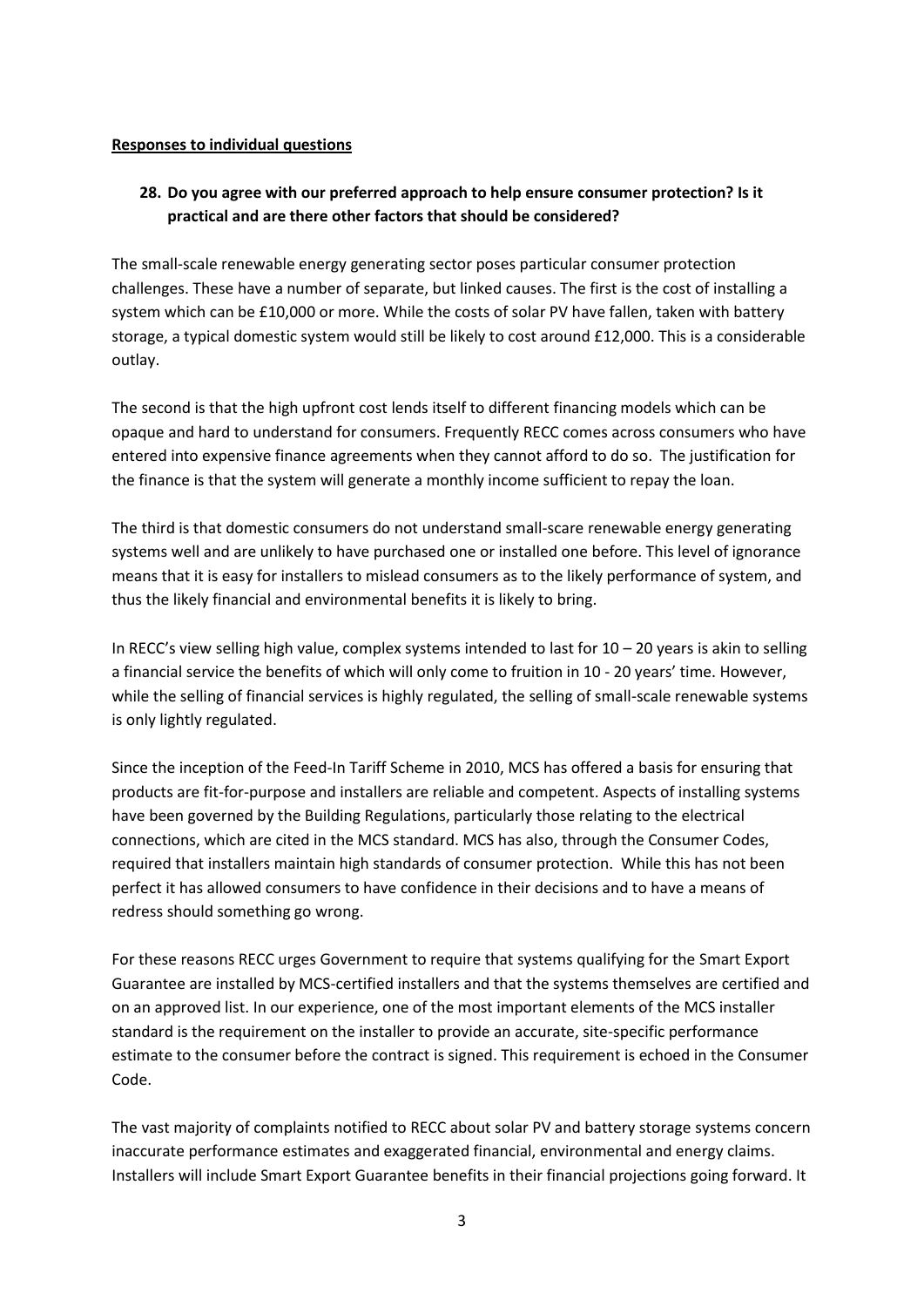**Responses to individual questions**

**28. Do you agree with our preferred approach to help ensure consumer protection? Is it practical and are there other factors that should be considered?**

The small-scale renewable energy generating sector poses particular consumer protection challenges. These have a number of separate, but linked causes. The first is the cost of installing a system which can be £10,000 or more. While the costs of solar PV have fallen, taken with battery storage, a typical domestic system would still be likely to cost around £12,000. This is a considerable outlay.

The second is that the high upfront cost lends itself to different financing models which can be opaque and hard to understand for consumers. Frequently RECC comes across consumers who have entered into expensive finance agreements when they cannot afford to do so. The justification for the finance is that the system will generate a monthly income sufficient to repay the loan.

The third is that domestic consumers do not understand small-scare renewable energy generating systems well and are unlikely to have purchased one or installed one before. This level of ignorance means that it is easy for installers to mislead consumers as to the likely performance of system, and thus the likely financial and environmental benefits it is likely to bring.

In RECC's view selling high value, complex systems intended to last for 10 – 20 years is akin to selling a financial service the benefits of which will only come to fruition in 10 - 20 years' time. However, while the selling of financial services is highly regulated, the selling of small-scale renewable systems is only lightly regulated.

Since the inception of the Feed-In Tariff Scheme in 2010, MCS has offered a basis for ensuring that products are fit-for-purpose and installers are reliable and competent. Aspects of installing systems have been governed by the Building Regulations, particularly those relating to the electrical connections, which are cited in the MCS standard. MCS has also, through the Consumer Codes, required that installers maintain high standards of consumer protection. While this has not been perfect it has allowed consumers to have confidence in their decisions and to have a means of redress should something go wrong.

For these reasons RECC urges Government to require that systems qualifying for the Smart Export Guarantee are installed by MCS-certified installers and that the systems themselves are certified and on an approved list. In our experience, one of the most important elements of the MCS installer standard is the requirement on the installer to provide an accurate, site-specific performance estimate to the consumer before the contract is signed. This requirement is echoed in the Consumer Code.

The vast majority of complaints notified to RECC about solar PV and battery storage systems concern inaccurate performance estimates and exaggerated financial, environmental and energy claims. Installers will include Smart Export Guarantee benefits in their financial projections going forward. It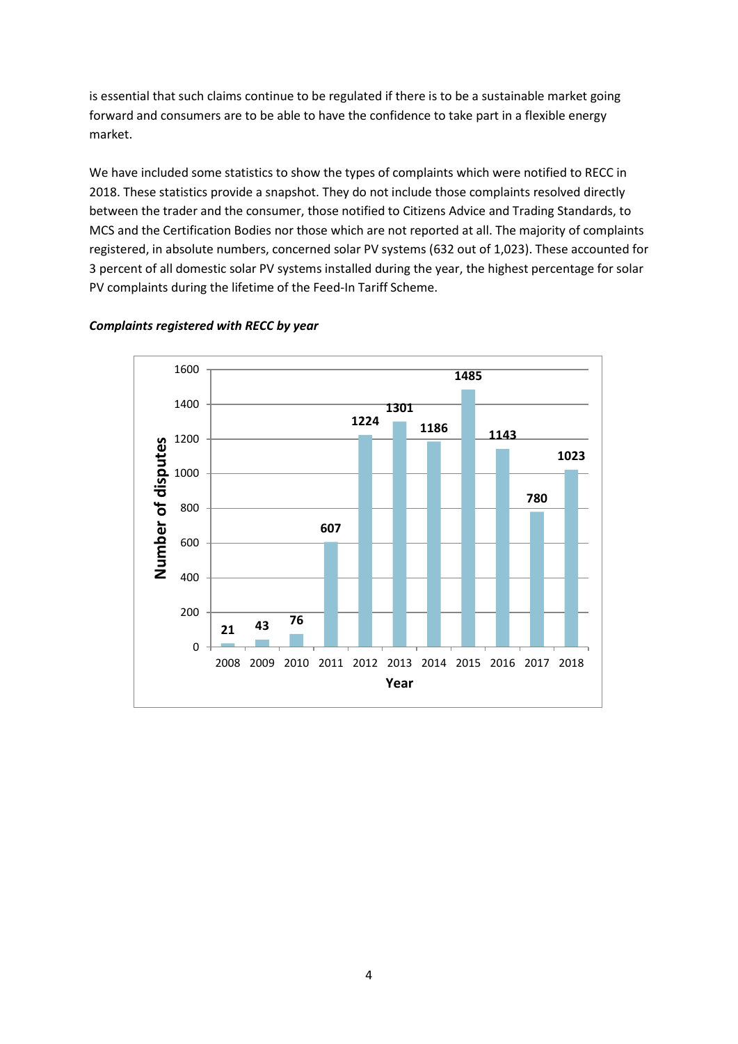is essential that such claims continue to be regulated if there is to be a sustainable market going forward and consumers are to be able to have the confidence to take part in a flexible energy market.

We have included some statistics to show the types of complaints which were notified to RECC in 2018. These statistics provide a snapshot. They do not include those complaints resolved directly between the trader and the consumer, those notified to Citizens Advice and Trading Standards, to MCS and the Certification Bodies nor those which are not reported at all. The majority of complaints registered, in absolute numbers, concerned solar PV systems (632 out of 1,023). These accounted for 3 percent of all domestic solar PV systems installed during the year, the highest percentage for solar PV complaints during the lifetime of the Feed-In Tariff Scheme.

***Complaints registered with RECC by year***

| Year | Number of disputes |
|---|---|
| 2008 | 21 |
| 2009 | 43 |
| 2010 | 76 |
| 2011 | 607 |
| 2012 | 1224 |
| 2013 | 1301 |
| 2014 | 1186 |
| 2015 | 1485 |
| 2016 | 1143 |
| 2017 | 780 |
| 2018 | 1023 |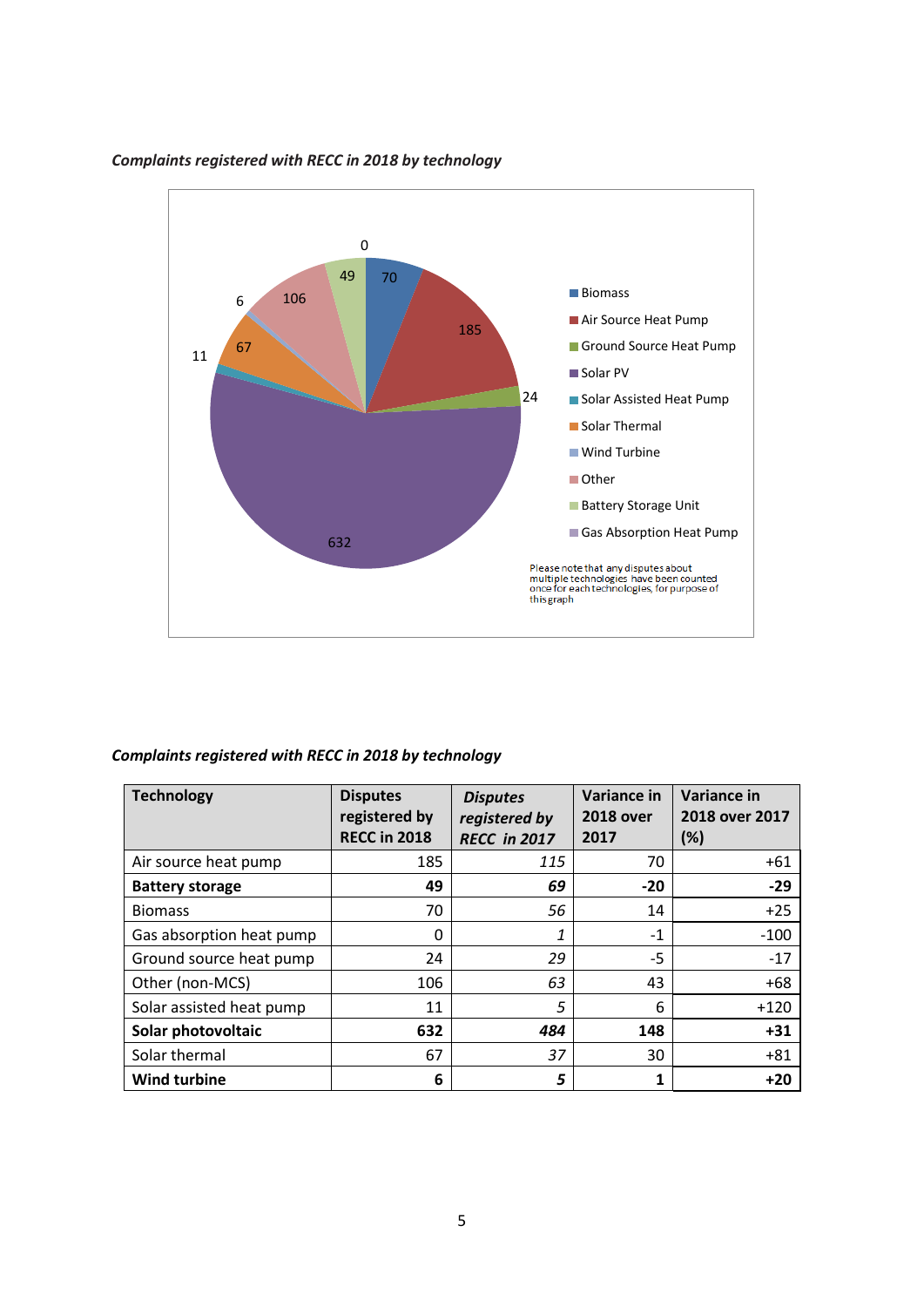*Complaints registered with RECC in 2018 by technology*

Please note that any disputes about multiple technologies have been counted once for each technologies, for purpose of this graph

*Complaints registered with RECC in 2018 by technology*

| Technology | Disputes registered by RECC in 2018 | *Disputes registered by RECC in 2017* | Variance in 2018 over 2017 | Variance in 2018 over 2017 (%) |
|---|---|---|---|---|
| Air source heat pump | 185 | *115* | 70 | +61 |
| **Battery storage** | **49** | ***69*** | **-20** | **-29** |
| Biomass | 70 | *56* | 14 | +25 |
| Gas absorption heat pump | 0 | *1* | -1 | -100 |
| Ground source heat pump | 24 | *29* | -5 | -17 |
| Other (non-MCS) | 106 | *63* | 43 | +68 |
| Solar assisted heat pump | 11 | *5* | 6 | +120 |
| **Solar photovoltaic** | **632** | ***484*** | **148** | **+31** |
| Solar thermal | 67 | *37* | 30 | +81 |
| **Wind turbine** | **6** | ***5*** | **1** | **+20** |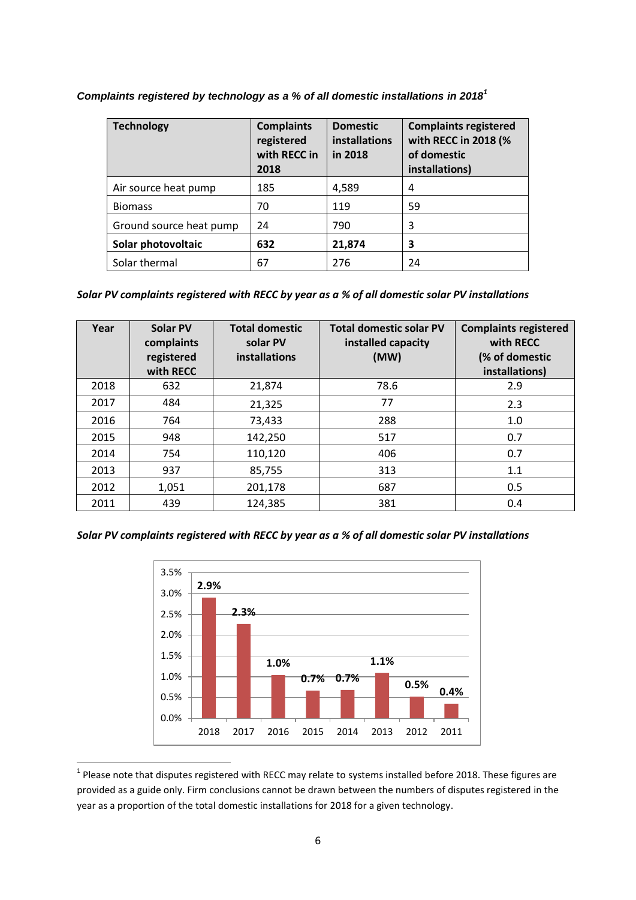***Complaints registered by technology as a % of all domestic installations in 2018[1]***

| Technology | Complaints registered with RECC in 2018 | Domestic installations in 2018 | Complaints registered with RECC in 2018 (% of domestic installations) |
|---|---|---|---|
| Air source heat pump | 185 | 4,589 | 4 |
| Biomass | 70 | 119 | 59 |
| Ground source heat pump | 24 | 790 | 3 |
| **Solar photovoltaic** | **632** | **21,874** | **3** |
| Solar thermal | 67 | 276 | 24 |

***Solar PV complaints registered with RECC by year as a % of all domestic solar PV installations***

| Year | Solar PV complaints registered with RECC | Total domestic solar PV installations | Total domestic solar PV installed capacity (MW) | Complaints registered with RECC (% of domestic installations) |
|---|---|---|---|---|
| 2018 | 632 | 21,874 | 78.6 | 2.9 |
| 2017 | 484 | 21,325 | 77 | 2.3 |
| 2016 | 764 | 73,433 | 288 | 1.0 |
| 2015 | 948 | 142,250 | 517 | 0.7 |
| 2014 | 754 | 110,120 | 406 | 0.7 |
| 2013 | 937 | 85,755 | 313 | 1.1 |
| 2012 | 1,051 | 201,178 | 687 | 0.5 |
| 2011 | 439 | 124,385 | 381 | 0.4 |

***Solar PV complaints registered with RECC by year as a % of all domestic solar PV installations***

[1] Please note that disputes registered with RECC may relate to systems installed before 2018. These figures are provided as a guide only. Firm conclusions cannot be drawn between the numbers of disputes registered in the year as a proportion of the total domestic installations for 2018 for a given technology.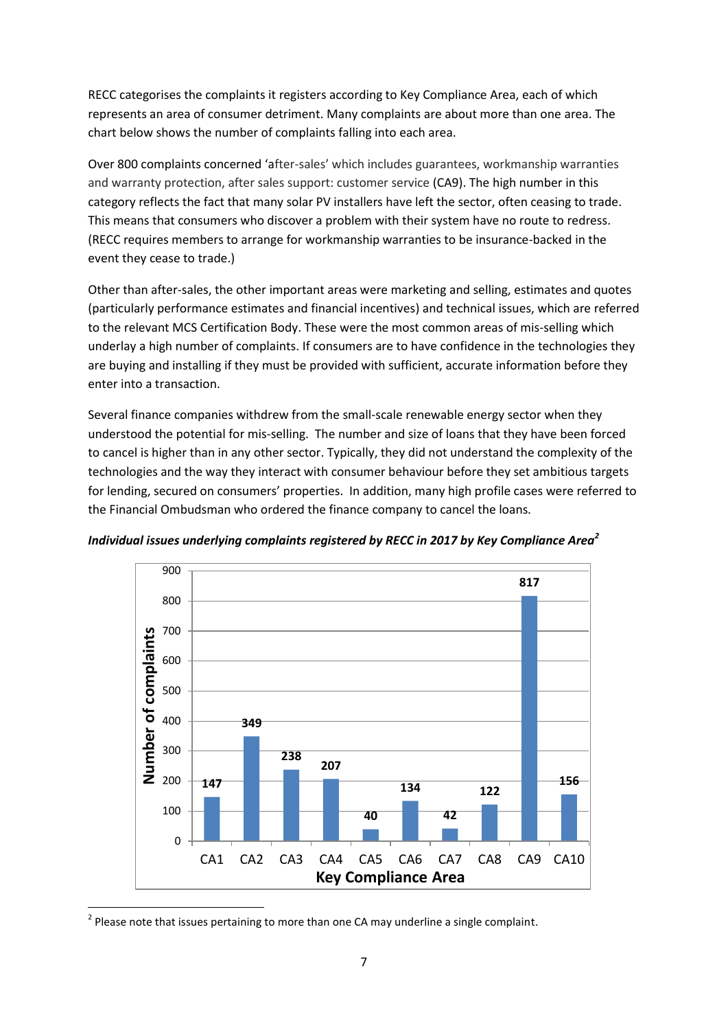RECC categorises the complaints it registers according to Key Compliance Area, each of which represents an area of consumer detriment. Many complaints are about more than one area. The chart below shows the number of complaints falling into each area.

Over 800 complaints concerned 'after-sales' which includes guarantees, workmanship warranties and warranty protection, after sales support: customer service (CA9). The high number in this category reflects the fact that many solar PV installers have left the sector, often ceasing to trade. This means that consumers who discover a problem with their system have no route to redress. (RECC requires members to arrange for workmanship warranties to be insurance-backed in the event they cease to trade.)

Other than after-sales, the other important areas were marketing and selling, estimates and quotes (particularly performance estimates and financial incentives) and technical issues, which are referred to the relevant MCS Certification Body. These were the most common areas of mis-selling which underlay a high number of complaints. If consumers are to have confidence in the technologies they are buying and installing if they must be provided with sufficient, accurate information before they enter into a transaction.

Several finance companies withdrew from the small-scale renewable energy sector when they understood the potential for mis-selling. The number and size of loans that they have been forced to cancel is higher than in any other sector. Typically, they did not understand the complexity of the technologies and the way they interact with consumer behaviour before they set ambitious targets for lending, secured on consumers' properties. In addition, many high profile cases were referred to the Financial Ombudsman who ordered the finance company to cancel the loans.

***Individual issues underlying complaints registered by RECC in 2017 by Key Compliance Area[2]***

| Key Compliance Area | Number of complaints |
| --- | --- |
| CA1 | 147 |
| CA2 | 349 |
| CA3 | 238 |
| CA4 | 207 |
| CA5 | 40 |
| CA6 | 134 |
| CA7 | 42 |
| CA8 | 122 |
| CA9 | 817 |
| CA10 | 156 |

[2] Please note that issues pertaining to more than one CA may underline a single complaint.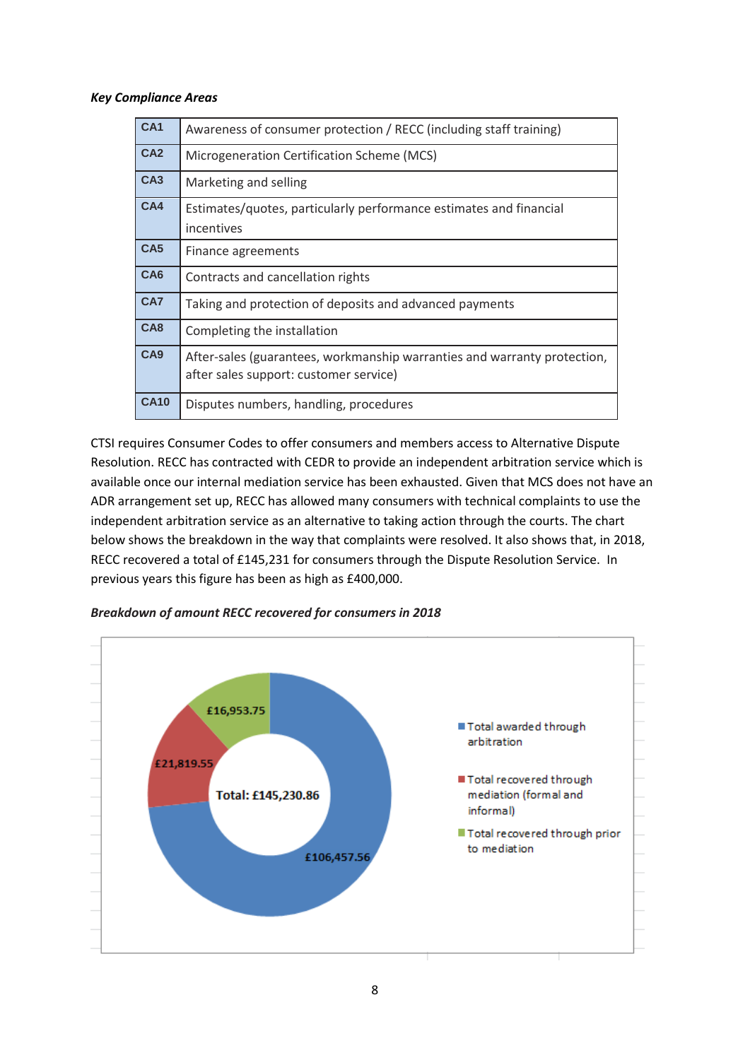***Key Compliance Areas***

| | |
|---|---|
| **CA1** | Awareness of consumer protection / RECC (including staff training) |
| **CA2** | Microgeneration Certification Scheme (MCS) |
| **CA3** | Marketing and selling |
| **CA4** | Estimates/quotes, particularly performance estimates and financial incentives |
| **CA5** | Finance agreements |
| **CA6** | Contracts and cancellation rights |
| **CA7** | Taking and protection of deposits and advanced payments |
| **CA8** | Completing the installation |
| **CA9** | After-sales (guarantees, workmanship warranties and warranty protection, after sales support: customer service) |
| **CA10** | Disputes numbers, handling, procedures |

CTSI requires Consumer Codes to offer consumers and members access to Alternative Dispute Resolution. RECC has contracted with CEDR to provide an independent arbitration service which is available once our internal mediation service has been exhausted. Given that MCS does not have an ADR arrangement set up, RECC has allowed many consumers with technical complaints to use the independent arbitration service as an alternative to taking action through the courts. The chart below shows the breakdown in the way that complaints were resolved. It also shows that, in 2018, RECC recovered a total of £145,231 for consumers through the Dispute Resolution Service. In previous years this figure has been as high as £400,000.

***Breakdown of amount RECC recovered for consumers in 2018***

Total: £145,230.86

- Total awarded through arbitration: £106,457.56
- Total recovered through mediation (formal and informal): £21,819.55
- Total recovered through prior to mediation: £16,953.75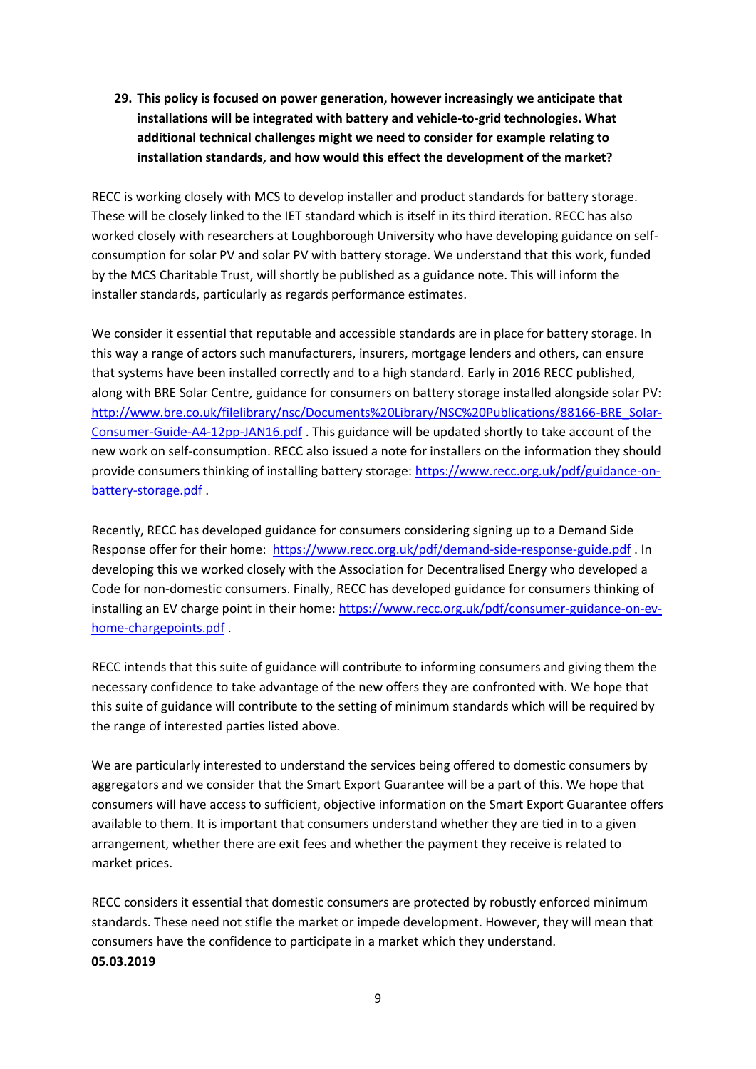29. **This policy is focused on power generation, however increasingly we anticipate that installations will be integrated with battery and vehicle-to-grid technologies. What additional technical challenges might we need to consider for example relating to installation standards, and how would this effect the development of the market?**

RECC is working closely with MCS to develop installer and product standards for battery storage. These will be closely linked to the IET standard which is itself in its third iteration. RECC has also worked closely with researchers at Loughborough University who have developing guidance on self-consumption for solar PV and solar PV with battery storage. We understand that this work, funded by the MCS Charitable Trust, will shortly be published as a guidance note. This will inform the installer standards, particularly as regards performance estimates.

We consider it essential that reputable and accessible standards are in place for battery storage. In this way a range of actors such manufacturers, insurers, mortgage lenders and others, can ensure that systems have been installed correctly and to a high standard. Early in 2016 RECC published, along with BRE Solar Centre, guidance for consumers on battery storage installed alongside solar PV: [http://www.bre.co.uk/filelibrary/nsc/Documents%20Library/NSC%20Publications/88166-BRE_Solar-Consumer-Guide-A4-12pp-JAN16.pdf](http://www.bre.co.uk/filelibrary/nsc/Documents%20Library/NSC%20Publications/88166-BRE_Solar-Consumer-Guide-A4-12pp-JAN16.pdf) . This guidance will be updated shortly to take account of the new work on self-consumption. RECC also issued a note for installers on the information they should provide consumers thinking of installing battery storage: [https://www.recc.org.uk/pdf/guidance-on-battery-storage.pdf](https://www.recc.org.uk/pdf/guidance-on-battery-storage.pdf) .

Recently, RECC has developed guidance for consumers considering signing up to a Demand Side Response offer for their home: [https://www.recc.org.uk/pdf/demand-side-response-guide.pdf](https://www.recc.org.uk/pdf/demand-side-response-guide.pdf) . In developing this we worked closely with the Association for Decentralised Energy who developed a Code for non-domestic consumers. Finally, RECC has developed guidance for consumers thinking of installing an EV charge point in their home: [https://www.recc.org.uk/pdf/consumer-guidance-on-ev-home-chargepoints.pdf](https://www.recc.org.uk/pdf/consumer-guidance-on-ev-home-chargepoints.pdf) .

RECC intends that this suite of guidance will contribute to informing consumers and giving them the necessary confidence to take advantage of the new offers they are confronted with. We hope that this suite of guidance will contribute to the setting of minimum standards which will be required by the range of interested parties listed above.

We are particularly interested to understand the services being offered to domestic consumers by aggregators and we consider that the Smart Export Guarantee will be a part of this. We hope that consumers will have access to sufficient, objective information on the Smart Export Guarantee offers available to them. It is important that consumers understand whether they are tied in to a given arrangement, whether there are exit fees and whether the payment they receive is related to market prices.

RECC considers it essential that domestic consumers are protected by robustly enforced minimum standards. These need not stifle the market or impede development. However, they will mean that consumers have the confidence to participate in a market which they understand.

**05.03.2019**